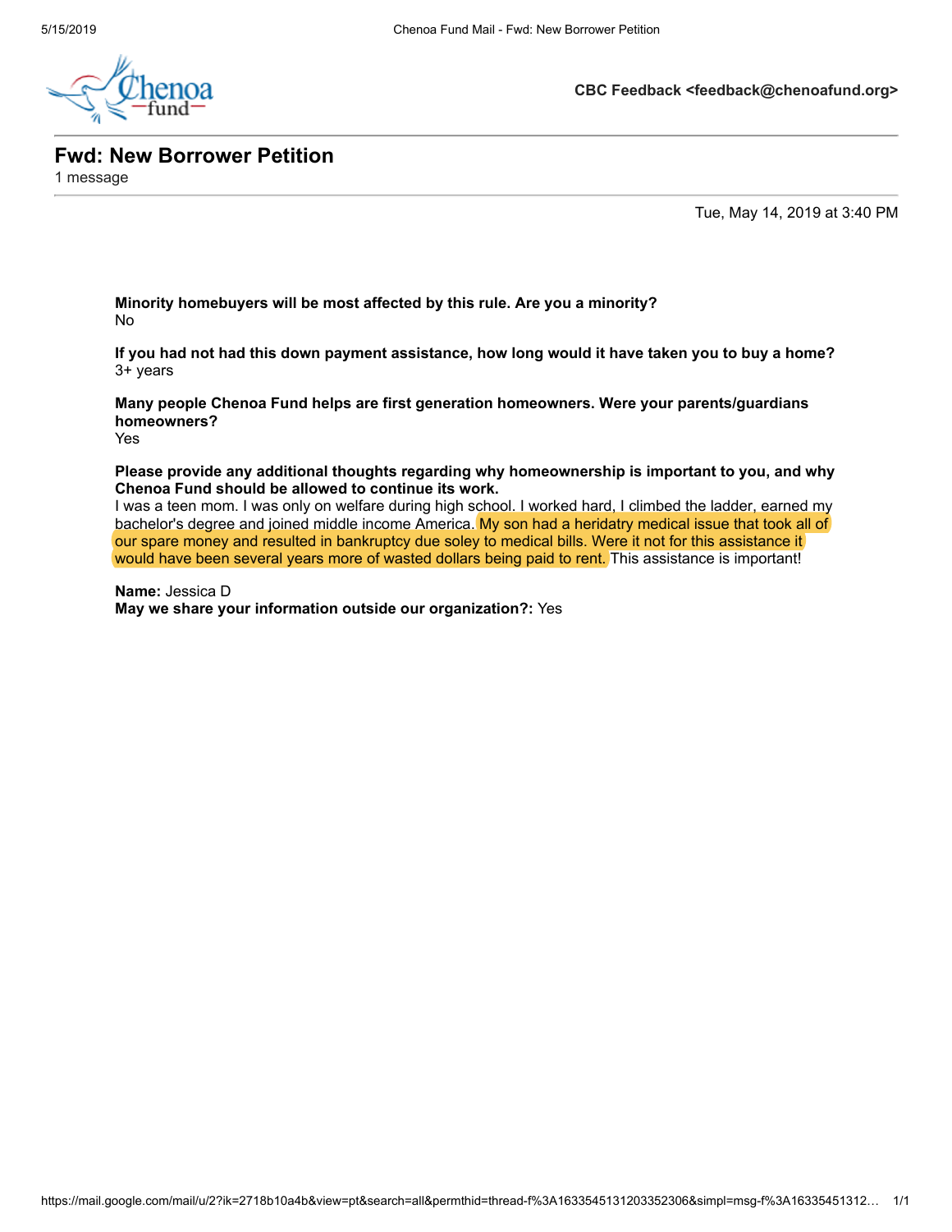**CBC Feedback <feedback@chenoafund.org>**

# Fwd: New Borrower Petition

1 message

Tue, May 14, 2019 at 3:40 PM

**Minority homebuyers will be most affected by this rule. Are you a minority?**
No

**If you had not had this down payment assistance, how long would it have taken you to buy a home?**
3+ years

**Many people Chenoa Fund helps are first generation homeowners. Were your parents/guardians homeowners?**
Yes

**Please provide any additional thoughts regarding why homeownership is important to you, and why Chenoa Fund should be allowed to continue its work.**
I was a teen mom. I was only on welfare during high school. I worked hard, I climbed the ladder, earned my bachelor's degree and joined middle income America. My son had a heridatry medical issue that took all of our spare money and resulted in bankruptcy due soley to medical bills. Were it not for this assistance it would have been several years more of wasted dollars being paid to rent. This assistance is important!

**Name:** Jessica D
**May we share your information outside our organization?:** Yes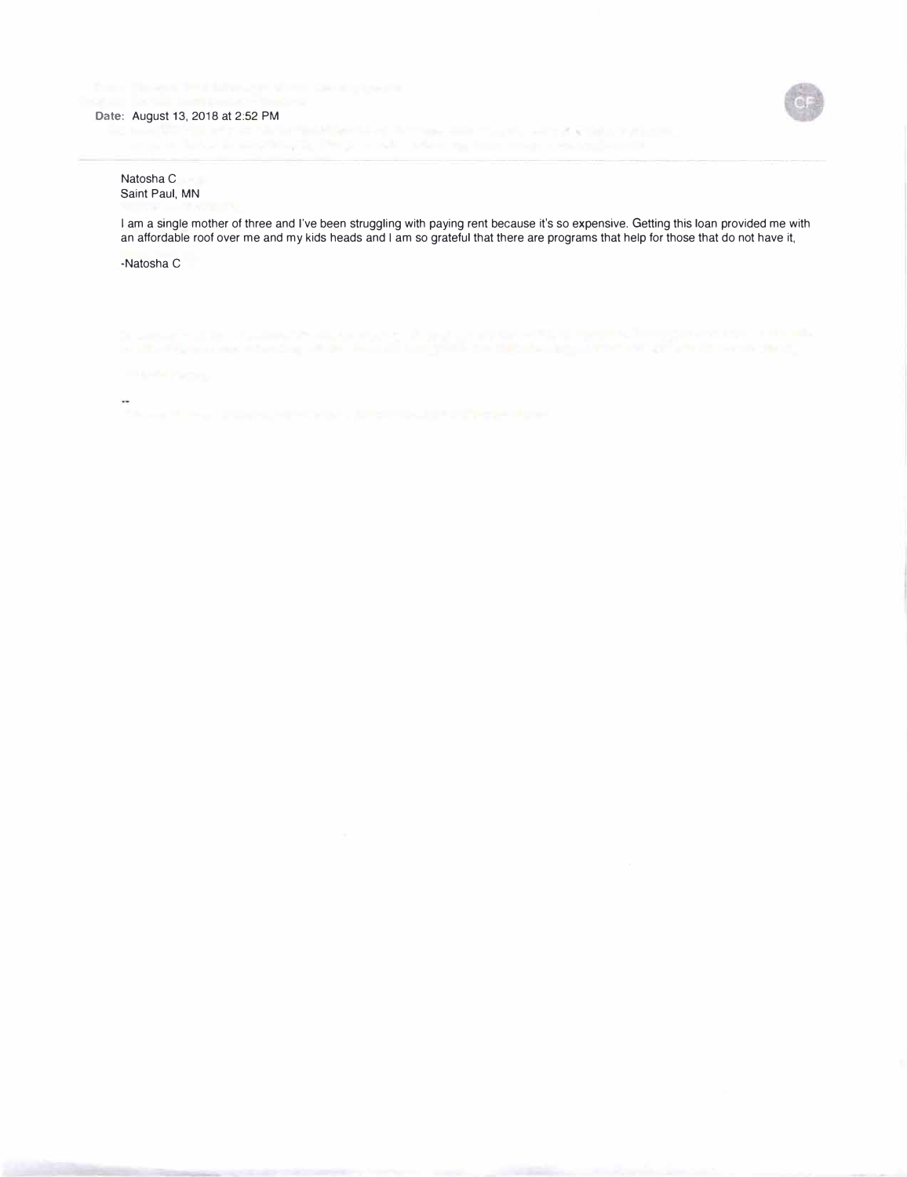**Date:** August 13, 2018 at 2:52 PM

Natosha C
Saint Paul, MN

I am a single mother of three and I've been struggling with paying rent because it's so expensive. Getting this loan provided me with an affordable roof over me and my kids heads and I am so grateful that there are programs that help for those that do not have it,

-Natosha C

--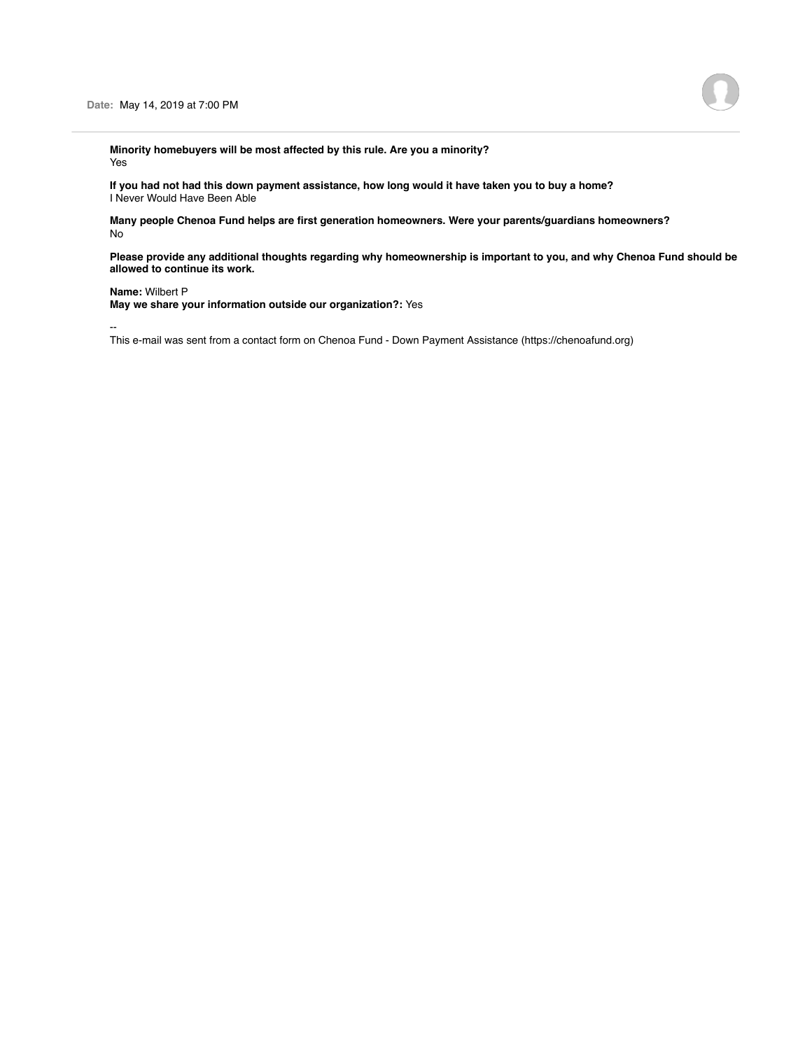**Date:** May 14, 2019 at 7:00 PM

**Minority homebuyers will be most affected by this rule. Are you a minority?**
Yes

**If you had not had this down payment assistance, how long would it have taken you to buy a home?**
I Never Would Have Been Able

**Many people Chenoa Fund helps are first generation homeowners. Were your parents/guardians homeowners?**
No

**Please provide any additional thoughts regarding why homeownership is important to you, and why Chenoa Fund should be allowed to continue its work.**

**Name:** Wilbert P
**May we share your information outside our organization?:** Yes

--
This e-mail was sent from a contact form on Chenoa Fund - Down Payment Assistance (https://chenoafund.org)